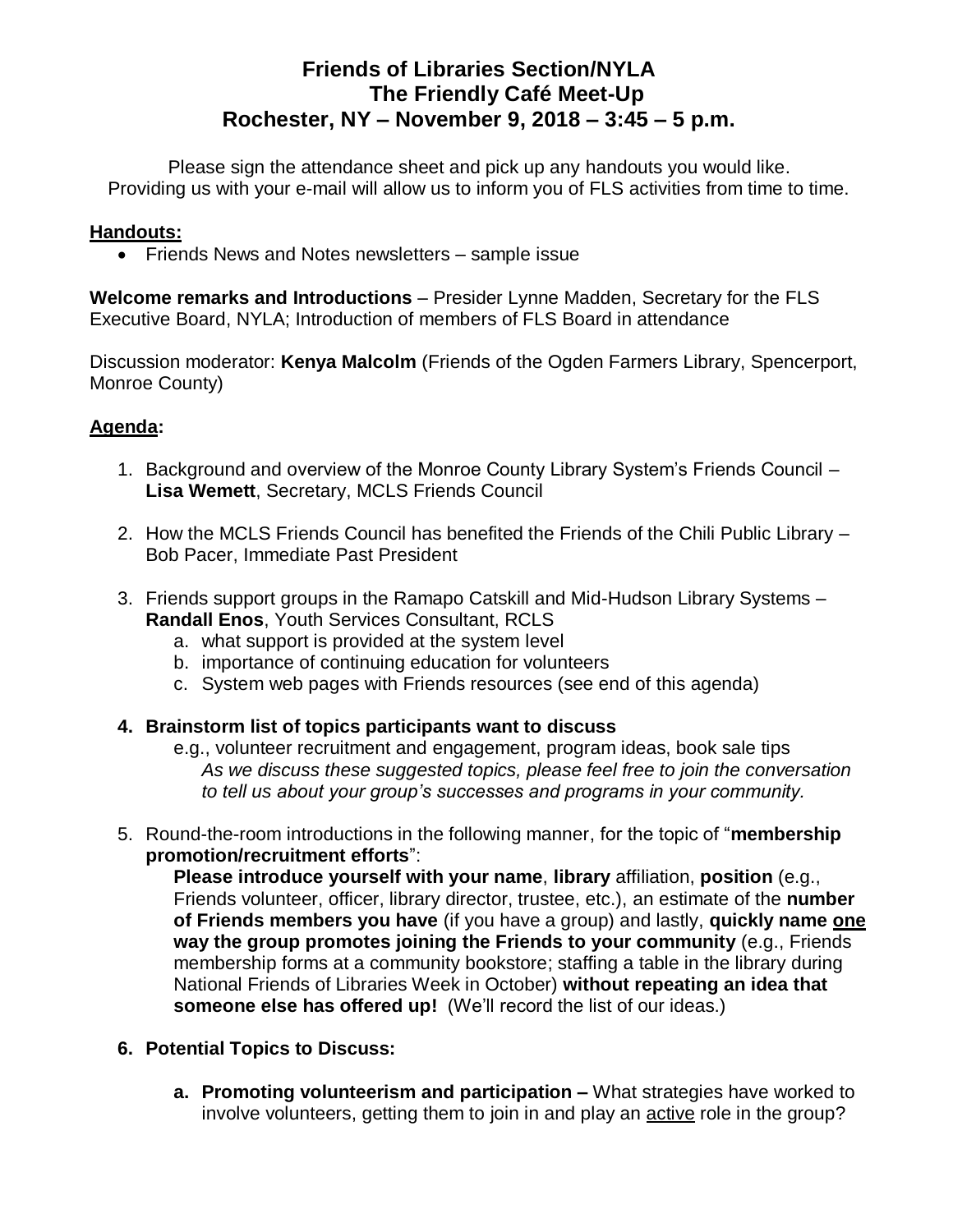# Friends of Libraries Section/NYLA
## The Friendly Café Meet-Up
## Rochester, NY – November 9, 2018 – 3:45 – 5 p.m.

Please sign the attendance sheet and pick up any handouts you would like. Providing us with your e-mail will allow us to inform you of FLS activities from time to time.

**Handouts:**

- Friends News and Notes newsletters – sample issue

**Welcome remarks and Introductions** – Presider Lynne Madden, Secretary for the FLS Executive Board, NYLA; Introduction of members of FLS Board in attendance

Discussion moderator: **Kenya Malcolm** (Friends of the Ogden Farmers Library, Spencerport, Monroe County)

**Agenda:**

1. Background and overview of the Monroe County Library System's Friends Council – **Lisa Wemett**, Secretary, MCLS Friends Council

2. How the MCLS Friends Council has benefited the Friends of the Chili Public Library – Bob Pacer, Immediate Past President

3. Friends support groups in the Ramapo Catskill and Mid-Hudson Library Systems – **Randall Enos**, Youth Services Consultant, RCLS
   a. what support is provided at the system level
   b. importance of continuing education for volunteers
   c. System web pages with Friends resources (see end of this agenda)

4. **Brainstorm list of topics participants want to discuss**
   e.g., volunteer recruitment and engagement, program ideas, book sale tips
   *As we discuss these suggested topics, please feel free to join the conversation to tell us about your group's successes and programs in your community.*

5. Round-the-room introductions in the following manner, for the topic of "**membership promotion/recruitment efforts**":
   **Please introduce yourself with your name**, **library** affiliation, **position** (e.g., Friends volunteer, officer, library director, trustee, etc.), an estimate of the **number of Friends members you have** (if you have a group) and lastly, **quickly name one way the group promotes joining the Friends to your community** (e.g., Friends membership forms at a community bookstore; staffing a table in the library during National Friends of Libraries Week in October) **without repeating an idea that someone else has offered up!** (We'll record the list of our ideas.)

6. **Potential Topics to Discuss:**
   a. **Promoting volunteerism and participation –** What strategies have worked to involve volunteers, getting them to join in and play an active role in the group?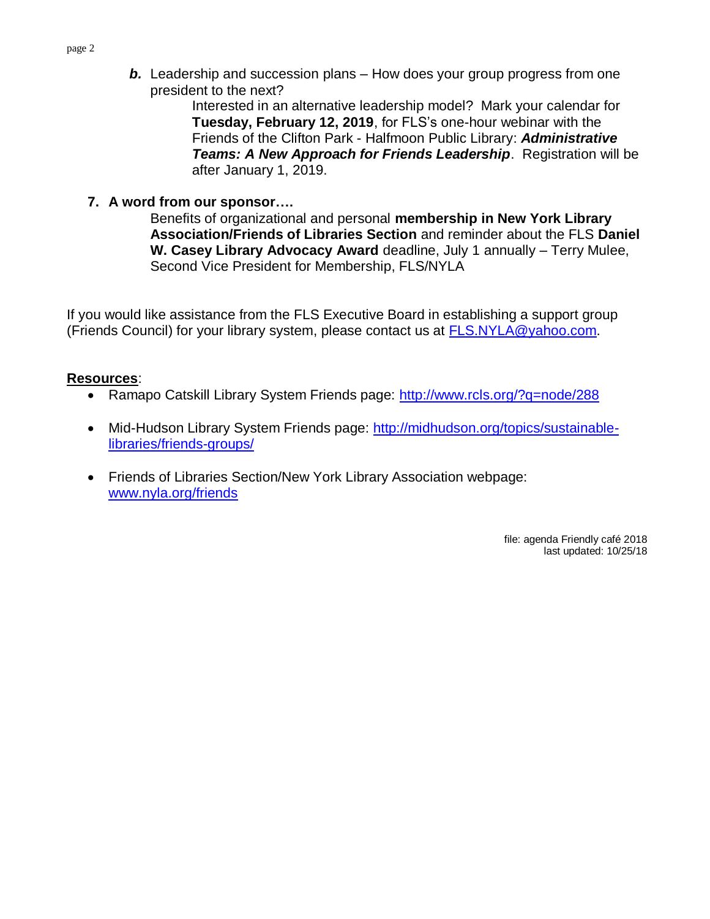*b.* Leadership and succession plans – How does your group progress from one president to the next?

Interested in an alternative leadership model? Mark your calendar for **Tuesday, February 12, 2019**, for FLS's one-hour webinar with the Friends of the Clifton Park - Halfmoon Public Library: ***Administrative Teams: A New Approach for Friends Leadership***. Registration will be after January 1, 2019.

**7. A word from our sponsor….**

Benefits of organizational and personal **membership in New York Library Association/Friends of Libraries Section** and reminder about the FLS **Daniel W. Casey Library Advocacy Award** deadline, July 1 annually – Terry Mulee, Second Vice President for Membership, FLS/NYLA

If you would like assistance from the FLS Executive Board in establishing a support group (Friends Council) for your library system, please contact us at FLS.NYLA@yahoo.com.

**Resources**:

- Ramapo Catskill Library System Friends page: http://www.rcls.org/?q=node/288
- Mid-Hudson Library System Friends page: http://midhudson.org/topics/sustainable-libraries/friends-groups/
- Friends of Libraries Section/New York Library Association webpage: www.nyla.org/friends

file: agenda Friendly café 2018
last updated: 10/25/18